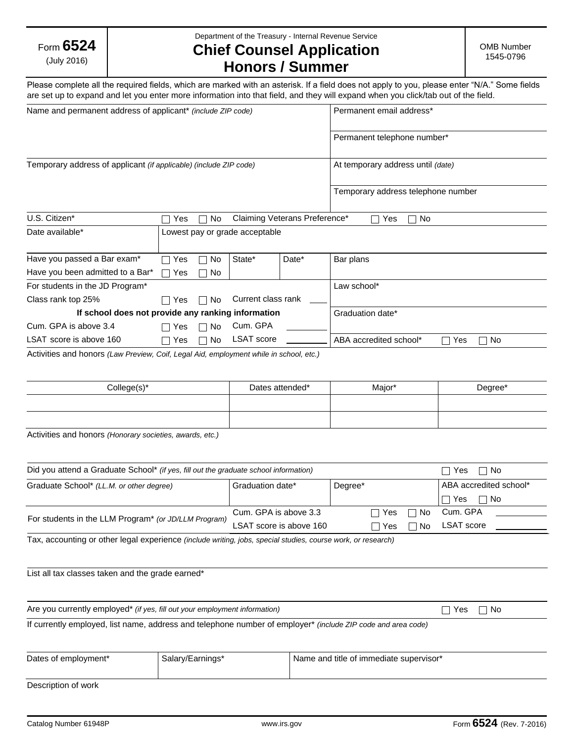Form **6524** (July 2016)

Department of the Treasury - Internal Revenue Service

# Chief Counsel Application Honors / Summer

OMB Number 1545-0796

Please complete all the required fields, which are marked with an asterisk. If a field does not apply to you, please enter "N.A." Some fields are set up to expand and let you enter more information into that field, and they will expand when you click/tab out of the field.

| Name and permanent address of applicant* *(include ZIP code)* | Permanent email address* |
|---|---|
| | Permanent telephone number* |
| Temporary address of applicant *(if applicable) (include ZIP code)* | At temporary address until *(date)* |
| | Temporary address telephone number |

| U.S. Citizen* | ☐ Yes ☐ No | Claiming Veterans Preference* | ☐ Yes ☐ No |
|---|---|---|---|
| Date available* | Lowest pay or grade acceptable | | |

| Have you passed a Bar exam* | ☐ Yes ☐ No | State* | Date* | Bar plans |
|---|---|---|---|---|
| Have you been admitted to a Bar* | ☐ Yes ☐ No | | | |
| For students in the JD Program* | | | | Law school* |
| Class rank top 25% | ☐ Yes ☐ No | Current class rank ___ | | |
| **If school does not provide any ranking information** | | | | Graduation date* |
| Cum. GPA is above 3.4 | ☐ Yes ☐ No | Cum. GPA ______ | | |
| LSAT score is above 160 | ☐ Yes ☐ No | LSAT score ______ | | ABA accredited school* ☐ Yes ☐ No |

Activities and honors *(Law Preview, Coif, Legal Aid, employment while in school, etc.)*

| College(s)* | Dates attended* | Major* | Degree* |
|---|---|---|---|
| | | | |
| | | | |

Activities and honors *(Honorary societies, awards, etc.)*

| Did you attend a Graduate School* *(if yes, fill out the graduate school information)* | | | ☐ Yes ☐ No |
|---|---|---|---|
| Graduate School* *(LL.M. or other degree)* | Graduation date* | Degree* | ABA accredited school* ☐ Yes ☐ No |
| For students in the LLM Program* *(or JD/LLM Program)* | Cum. GPA is above 3.3 | ☐ Yes ☐ No | Cum. GPA ______ |
| | LSAT score is above 160 | ☐ Yes ☐ No | LSAT score ______ |

Tax, accounting or other legal experience *(include writing, jobs, special studies, course work, or research)*

List all tax classes taken and the grade earned*

Are you currently employed* *(if yes, fill out your employment information)* ☐ Yes ☐ No

If currently employed, list name, address and telephone number of employer* *(include ZIP code and area code)*

| Dates of employment* | Salary/Earnings* | Name and title of immediate supervisor* |
|---|---|---|
| | | |

Description of work

Catalog Number 61948P www.irs.gov Form **6524** (Rev. 7-2016)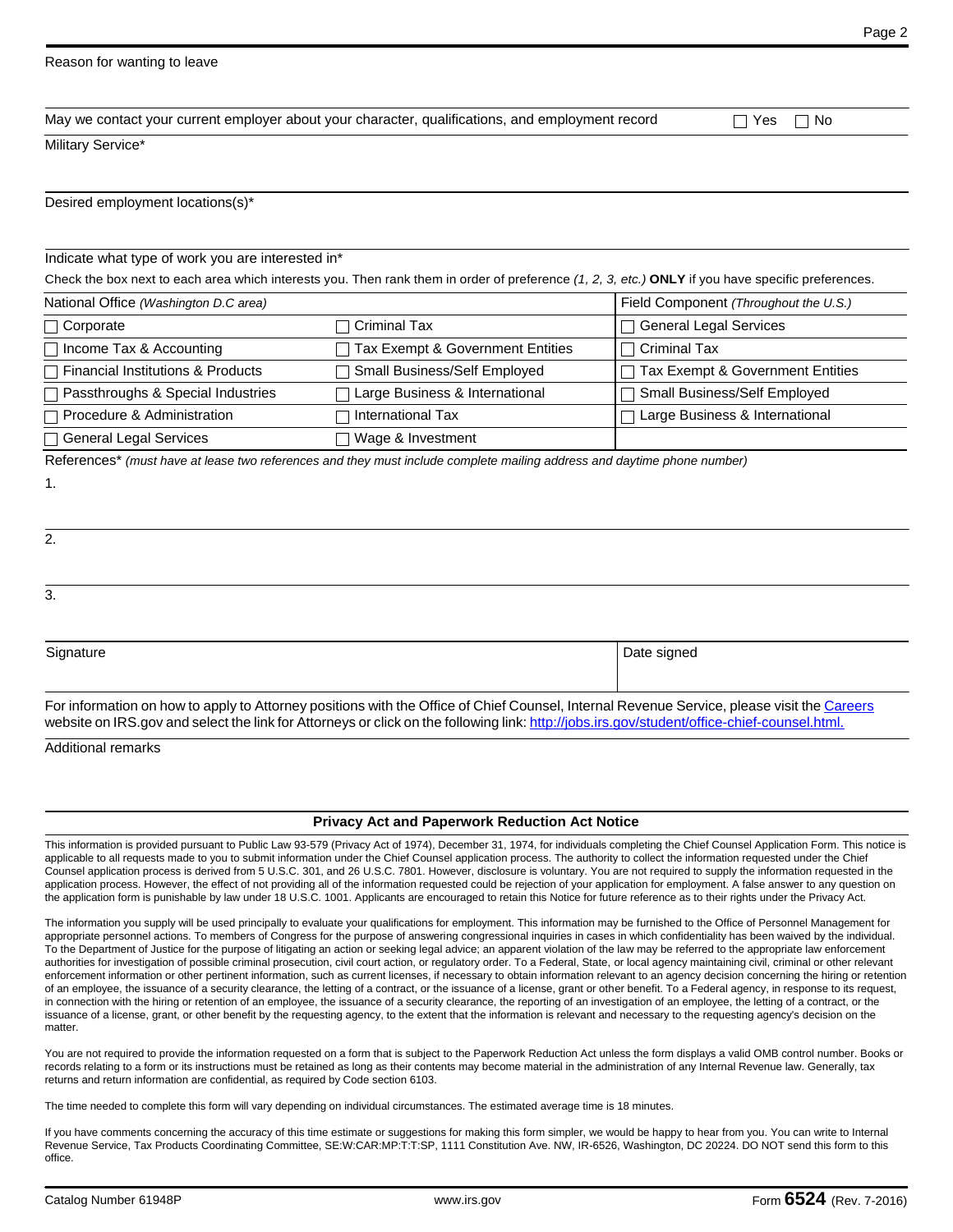Reason for wanting to leave

May we contact your current employer about your character, qualifications, and employment record ☐ Yes ☐ No

Military Service*

Desired employment locations(s)*

Indicate what type of work you are interested in*

Check the box next to each area which interests you. Then rank them in order of preference *(1, 2, 3, etc.)* **ONLY** if you have specific preferences.

| National Office *(Washington D.C area)* | | Field Component *(Throughout the U.S.)* |
|---|---|---|
| ☐ Corporate | ☐ Criminal Tax | ☐ General Legal Services |
| ☐ Income Tax & Accounting | ☐ Tax Exempt & Government Entities | ☐ Criminal Tax |
| ☐ Financial Institutions & Products | ☐ Small Business/Self Employed | ☐ Tax Exempt & Government Entities |
| ☐ Passthroughs & Special Industries | ☐ Large Business & International | ☐ Small Business/Self Employed |
| ☐ Procedure & Administration | ☐ International Tax | ☐ Large Business & International |
| ☐ General Legal Services | ☐ Wage & Investment | |

References* *(must have at lease two references and they must include complete mailing address and daytime phone number)*

1.

2.

3.

| Signature | Date signed |
|---|---|
| | |

For information on how to apply to Attorney positions with the Office of Chief Counsel, Internal Revenue Service, please visit the Careers website on IRS.gov and select the link for Attorneys or click on the following link: http://jobs.irs.gov/student/office-chief-counsel.html.

Additional remarks

## Privacy Act and Paperwork Reduction Act Notice

This information is provided pursuant to Public Law 93-579 (Privacy Act of 1974), December 31, 1974, for individuals completing the Chief Counsel Application Form. This notice is applicable to all requests made to you to submit information under the Chief Counsel application process. The authority to collect the information requested under the Chief Counsel application process is derived from 5 U.S.C. 301, and 26 U.S.C. 7801. However, disclosure is voluntary. You are not required to supply the information requested in the application process. However, the effect of not providing all of the information requested could be rejection of your application for employment. A false answer to any question on the application form is punishable by law under 18 U.S.C. 1001. Applicants are encouraged to retain this Notice for future reference as to their rights under the Privacy Act.

The information you supply will be used principally to evaluate your qualifications for employment. This information may be furnished to the Office of Personnel Management for appropriate personnel actions. To members of Congress for the purpose of answering congressional inquiries in cases in which confidentiality has been waived by the individual. To the Department of Justice for the purpose of litigating an action or seeking legal advice; an apparent violation of the law may be referred to the appropriate law enforcement authorities for investigation of possible criminal prosecution, civil court action, or regulatory order. To a Federal, State, or local agency maintaining civil, criminal or other relevant enforcement information or other pertinent information, such as current licenses, if necessary to obtain information relevant to an agency decision concerning the hiring or retention of an employee, the issuance of a security clearance, the letting of a contract, or the issuance of a license, grant or other benefit. To a Federal agency, in response to its request, in connection with the hiring or retention of an employee, the issuance of a security clearance, the reporting of an investigation of an employee, the letting of a contract, or the issuance of a license, grant, or other benefit by the requesting agency, to the extent that the information is relevant and necessary to the requesting agency's decision on the matter.

You are not required to provide the information requested on a form that is subject to the Paperwork Reduction Act unless the form displays a valid OMB control number. Books or records relating to a form or its instructions must be retained as long as their contents may become material in the administration of any Internal Revenue law. Generally, tax returns and return information are confidential, as required by Code section 6103.

The time needed to complete this form will vary depending on individual circumstances. The estimated average time is 18 minutes.

If you have comments concerning the accuracy of this time estimate or suggestions for making this form simpler, we would be happy to hear from you. You can write to Internal Revenue Service, Tax Products Coordinating Committee, SE:W:CAR:MP:T:T:SP, 1111 Constitution Ave. NW, IR-6526, Washington, DC 20224. DO NOT send this form to this office.

Catalog Number 61948P www.irs.gov Form **6524** (Rev. 7-2016)